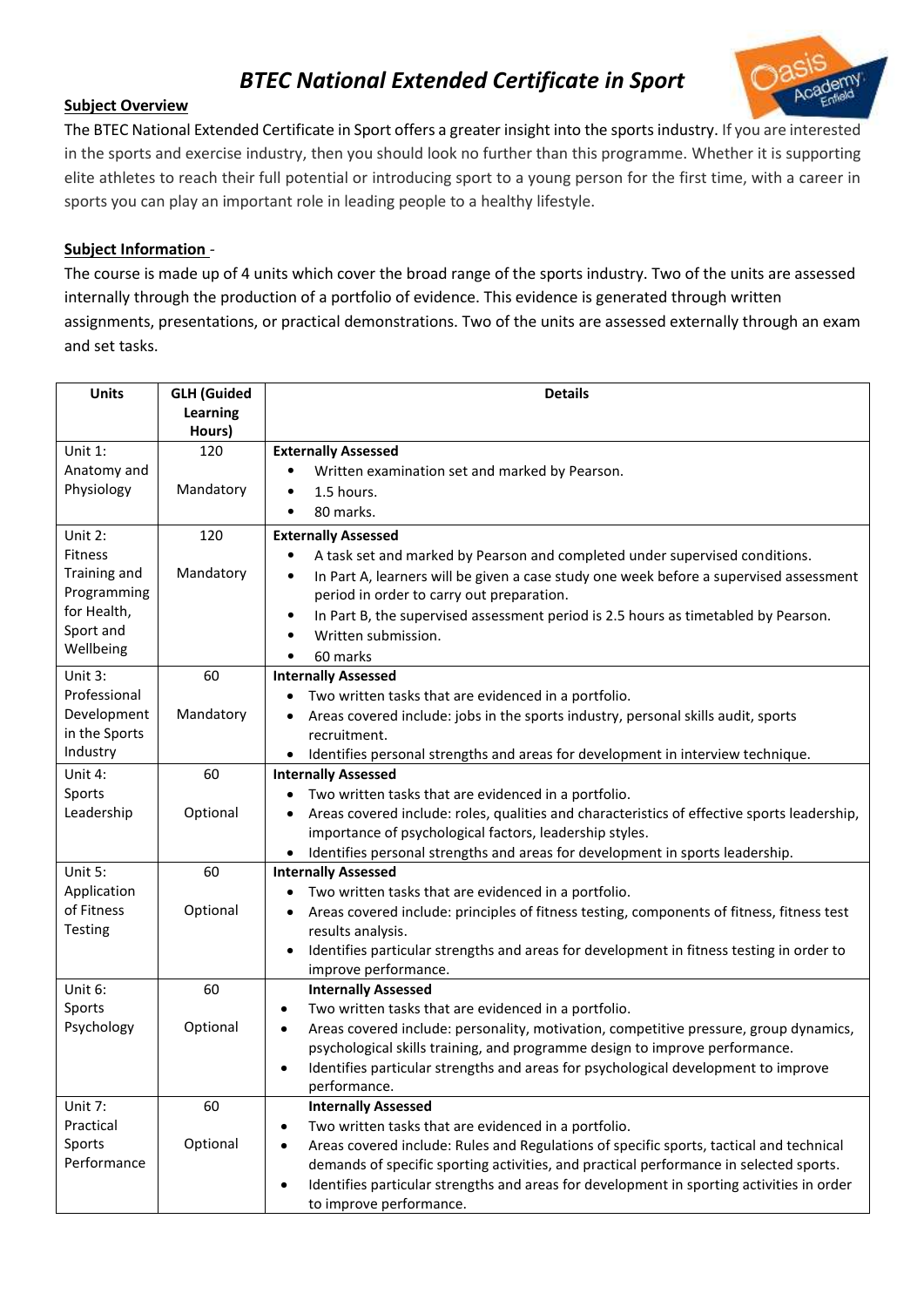# *BTEC National Extended Certificate in Sport*

**Subject Overview**

The BTEC National Extended Certificate in Sport offers a greater insight into the sports industry. If you are interested in the sports and exercise industry, then you should look no further than this programme. Whether it is supporting elite athletes to reach their full potential or introducing sport to a young person for the first time, with a career in sports you can play an important role in leading people to a healthy lifestyle.

**Subject Information** -

The course is made up of 4 units which cover the broad range of the sports industry. Two of the units are assessed internally through the production of a portfolio of evidence. This evidence is generated through written assignments, presentations, or practical demonstrations. Two of the units are assessed externally through an exam and set tasks.

| Units | GLH (Guided Learning Hours) | Details |
|---|---|---|
| Unit 1: Anatomy and Physiology | 120<br><br>Mandatory | **Externally Assessed**<br>• Written examination set and marked by Pearson.<br>• 1.5 hours.<br>• 80 marks. |
| Unit 2: Fitness Training and Programming for Health, Sport and Wellbeing | 120<br><br>Mandatory | **Externally Assessed**<br>• A task set and marked by Pearson and completed under supervised conditions.<br>• In Part A, learners will be given a case study one week before a supervised assessment period in order to carry out preparation.<br>• In Part B, the supervised assessment period is 2.5 hours as timetabled by Pearson.<br>• Written submission.<br>• 60 marks |
| Unit 3: Professional Development in the Sports Industry | 60<br><br>Mandatory | **Internally Assessed**<br>• Two written tasks that are evidenced in a portfolio.<br>• Areas covered include: jobs in the sports industry, personal skills audit, sports recruitment.<br>• Identifies personal strengths and areas for development in interview technique. |
| Unit 4: Sports Leadership | 60<br><br>Optional | **Internally Assessed**<br>• Two written tasks that are evidenced in a portfolio.<br>• Areas covered include: roles, qualities and characteristics of effective sports leadership, importance of psychological factors, leadership styles.<br>• Identifies personal strengths and areas for development in sports leadership. |
| Unit 5: Application of Fitness Testing | 60<br><br>Optional | **Internally Assessed**<br>• Two written tasks that are evidenced in a portfolio.<br>• Areas covered include: principles of fitness testing, components of fitness, fitness test results analysis.<br>• Identifies particular strengths and areas for development in fitness testing in order to improve performance. |
| Unit 6: Sports Psychology | 60<br><br>Optional | **Internally Assessed**<br>• Two written tasks that are evidenced in a portfolio.<br>• Areas covered include: personality, motivation, competitive pressure, group dynamics, psychological skills training, and programme design to improve performance.<br>• Identifies particular strengths and areas for psychological development to improve performance. |
| Unit 7: Practical Sports Performance | 60<br><br>Optional | **Internally Assessed**<br>• Two written tasks that are evidenced in a portfolio.<br>• Areas covered include: Rules and Regulations of specific sports, tactical and technical demands of specific sporting activities, and practical performance in selected sports.<br>• Identifies particular strengths and areas for development in sporting activities in order to improve performance. |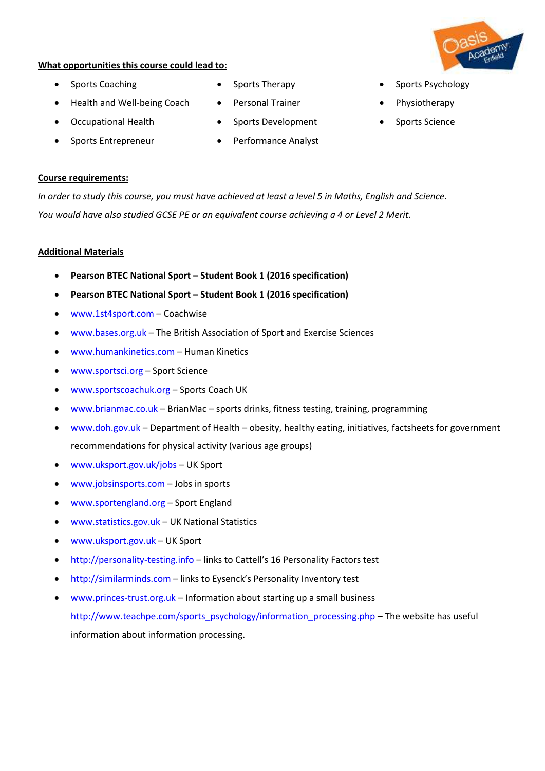**What opportunities this course could lead to:**

- Sports Coaching
- Health and Well-being Coach
- Occupational Health
- Sports Entrepreneur
- Sports Therapy
- Personal Trainer
- Sports Development
- Performance Analyst
- Sports Psychology
- Physiotherapy
- Sports Science

**Course requirements:**

*In order to study this course, you must have achieved at least a level 5 in Maths, English and Science.*

*You would have also studied GCSE PE or an equivalent course achieving a 4 or Level 2 Merit.*

**Additional Materials**

- **Pearson BTEC National Sport – Student Book 1 (2016 specification)**
- **Pearson BTEC National Sport – Student Book 1 (2016 specification)**
- www.1st4sport.com – Coachwise
- www.bases.org.uk – The British Association of Sport and Exercise Sciences
- www.humankinetics.com – Human Kinetics
- www.sportsci.org – Sport Science
- www.sportscoachuk.org – Sports Coach UK
- www.brianmac.co.uk – BrianMac – sports drinks, fitness testing, training, programming
- www.doh.gov.uk – Department of Health – obesity, healthy eating, initiatives, factsheets for government recommendations for physical activity (various age groups)
- www.uksport.gov.uk/jobs – UK Sport
- www.jobsinsports.com – Jobs in sports
- www.sportengland.org – Sport England
- www.statistics.gov.uk – UK National Statistics
- www.uksport.gov.uk – UK Sport
- http://personality-testing.info – links to Cattell's 16 Personality Factors test
- http://similarminds.com – links to Eysenck's Personality Inventory test
- www.princes-trust.org.uk – Information about starting up a small business
  http://www.teachpe.com/sports_psychology/information_processing.php – The website has useful information about information processing.